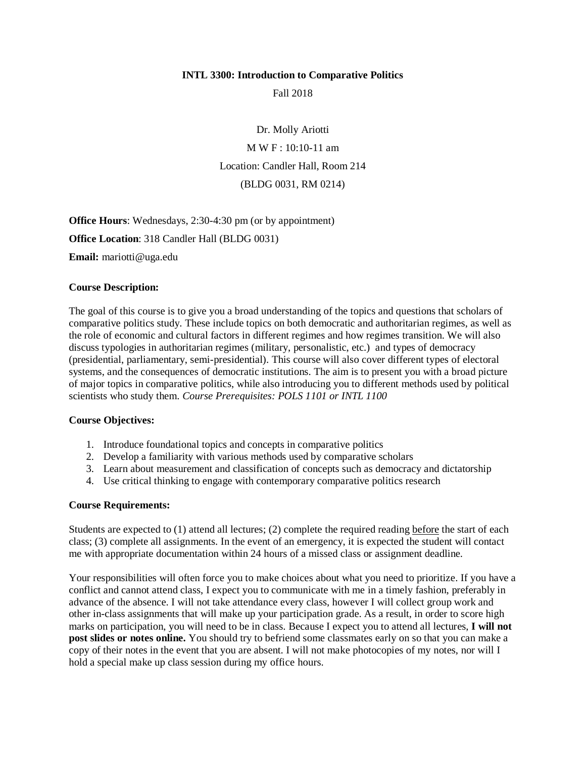**INTL 3300: Introduction to Comparative Politics**

Fall 2018

Dr. Molly Ariotti

M W F : 10:10-11 am

Location: Candler Hall, Room 214

(BLDG 0031, RM 0214)

**Office Hours**: Wednesdays, 2:30-4:30 pm (or by appointment)

**Office Location**: 318 Candler Hall (BLDG 0031)

**Email:** mariotti@uga.edu

**Course Description:**

The goal of this course is to give you a broad understanding of the topics and questions that scholars of comparative politics study. These include topics on both democratic and authoritarian regimes, as well as the role of economic and cultural factors in different regimes and how regimes transition. We will also discuss typologies in authoritarian regimes (military, personalistic, etc.) and types of democracy (presidential, parliamentary, semi-presidential). This course will also cover different types of electoral systems, and the consequences of democratic institutions. The aim is to present you with a broad picture of major topics in comparative politics, while also introducing you to different methods used by political scientists who study them. *Course Prerequisites: POLS 1101 or INTL 1100*

**Course Objectives:**

1. Introduce foundational topics and concepts in comparative politics
2. Develop a familiarity with various methods used by comparative scholars
3. Learn about measurement and classification of concepts such as democracy and dictatorship
4. Use critical thinking to engage with contemporary comparative politics research

**Course Requirements:**

Students are expected to (1) attend all lectures; (2) complete the required reading before the start of each class; (3) complete all assignments. In the event of an emergency, it is expected the student will contact me with appropriate documentation within 24 hours of a missed class or assignment deadline.

Your responsibilities will often force you to make choices about what you need to prioritize. If you have a conflict and cannot attend class, I expect you to communicate with me in a timely fashion, preferably in advance of the absence. I will not take attendance every class, however I will collect group work and other in-class assignments that will make up your participation grade. As a result, in order to score high marks on participation, you will need to be in class. Because I expect you to attend all lectures, **I will not post slides or notes online.** You should try to befriend some classmates early on so that you can make a copy of their notes in the event that you are absent. I will not make photocopies of my notes, nor will I hold a special make up class session during my office hours.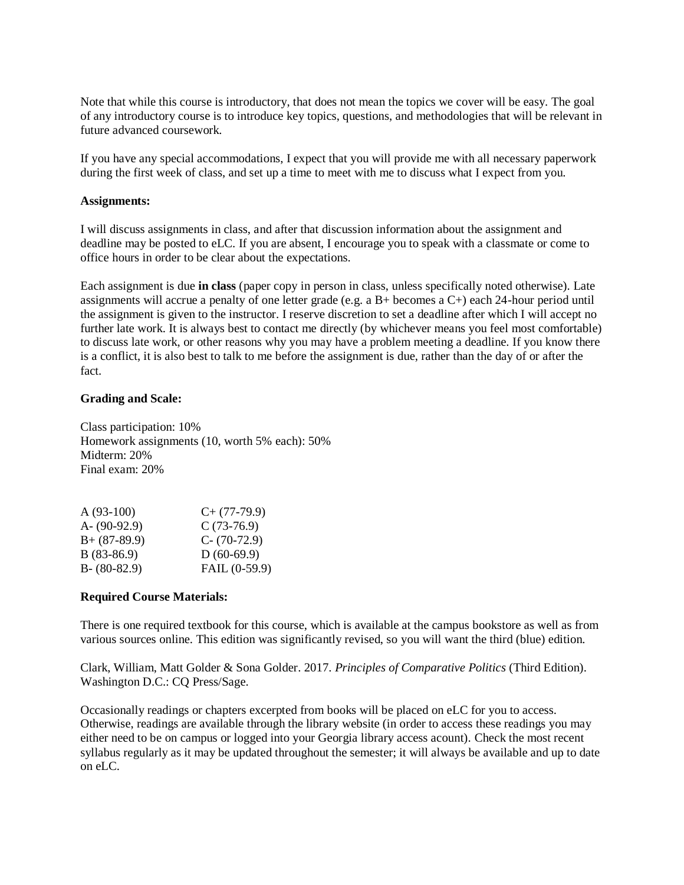Note that while this course is introductory, that does not mean the topics we cover will be easy. The goal of any introductory course is to introduce key topics, questions, and methodologies that will be relevant in future advanced coursework.

If you have any special accommodations, I expect that you will provide me with all necessary paperwork during the first week of class, and set up a time to meet with me to discuss what I expect from you.

**Assignments:**

I will discuss assignments in class, and after that discussion information about the assignment and deadline may be posted to eLC. If you are absent, I encourage you to speak with a classmate or come to office hours in order to be clear about the expectations.

Each assignment is due **in class** (paper copy in person in class, unless specifically noted otherwise). Late assignments will accrue a penalty of one letter grade (e.g. a B+ becomes a C+) each 24-hour period until the assignment is given to the instructor. I reserve discretion to set a deadline after which I will accept no further late work. It is always best to contact me directly (by whichever means you feel most comfortable) to discuss late work, or other reasons why you may have a problem meeting a deadline. If you know there is a conflict, it is also best to talk to me before the assignment is due, rather than the day of or after the fact.

**Grading and Scale:**

Class participation: 10%
Homework assignments (10, worth 5% each): 50%
Midterm: 20%
Final exam: 20%

| | |
|---|---|
| A (93-100) | C+ (77-79.9) |
| A- (90-92.9) | C (73-76.9) |
| B+ (87-89.9) | C- (70-72.9) |
| B (83-86.9) | D (60-69.9) |
| B- (80-82.9) | FAIL (0-59.9) |

**Required Course Materials:**

There is one required textbook for this course, which is available at the campus bookstore as well as from various sources online. This edition was significantly revised, so you will want the third (blue) edition.

Clark, William, Matt Golder & Sona Golder. 2017. *Principles of Comparative Politics* (Third Edition). Washington D.C.: CQ Press/Sage.

Occasionally readings or chapters excerpted from books will be placed on eLC for you to access. Otherwise, readings are available through the library website (in order to access these readings you may either need to be on campus or logged into your Georgia library access acount). Check the most recent syllabus regularly as it may be updated throughout the semester; it will always be available and up to date on eLC.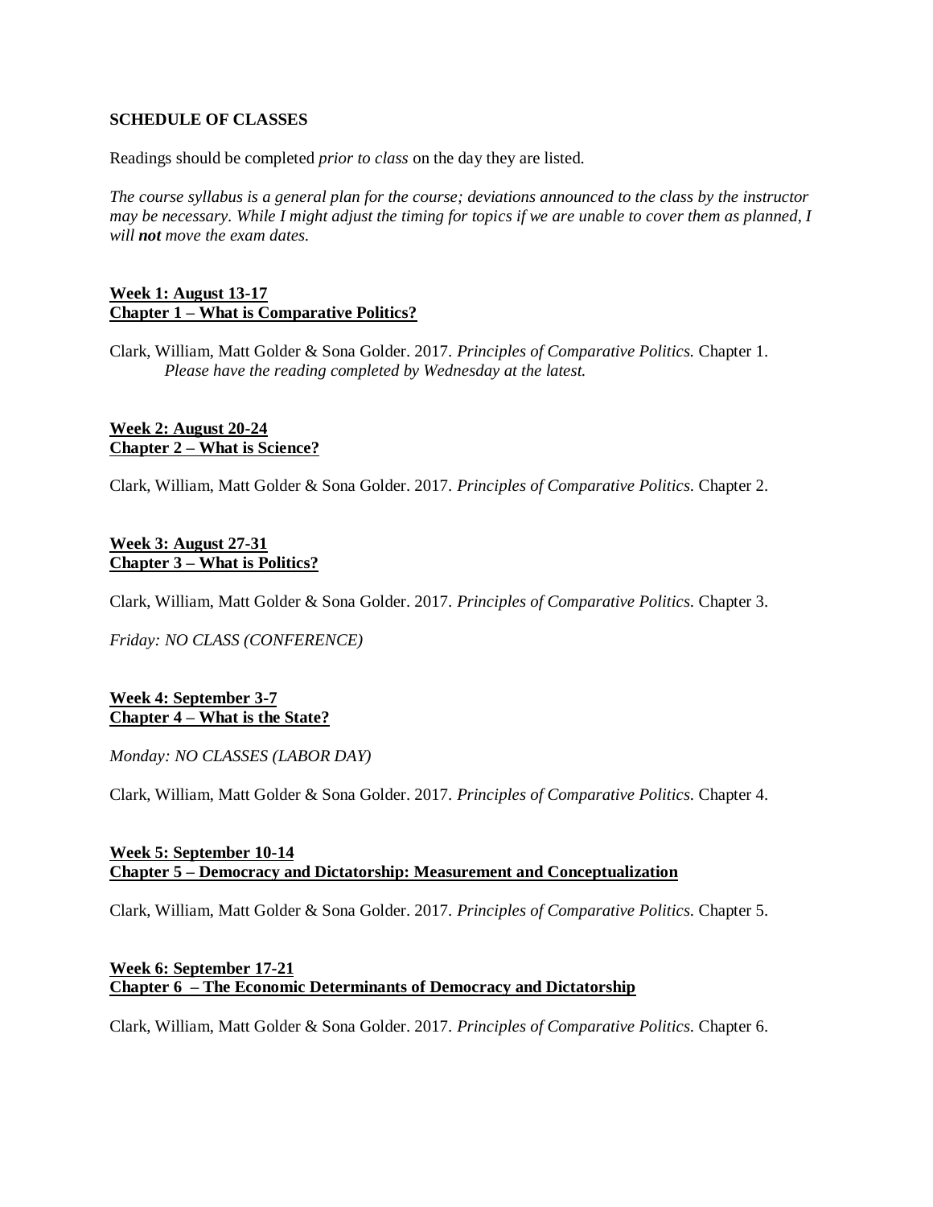**SCHEDULE OF CLASSES**

Readings should be completed *prior to class* on the day they are listed.

*The course syllabus is a general plan for the course; deviations announced to the class by the instructor may be necessary. While I might adjust the timing for topics if we are unable to cover them as planned, I will **not** move the exam dates.*

**Week 1: August 13-17**
**Chapter 1 – What is Comparative Politics?**

Clark, William, Matt Golder & Sona Golder. 2017. *Principles of Comparative Politics.* Chapter 1.
*Please have the reading completed by Wednesday at the latest.*

**Week 2: August 20-24**
**Chapter 2 – What is Science?**

Clark, William, Matt Golder & Sona Golder. 2017. *Principles of Comparative Politics.* Chapter 2.

**Week 3: August 27-31**
**Chapter 3 – What is Politics?**

Clark, William, Matt Golder & Sona Golder. 2017. *Principles of Comparative Politics.* Chapter 3.

*Friday: NO CLASS (CONFERENCE)*

**Week 4: September 3-7**
**Chapter 4 – What is the State?**

*Monday: NO CLASSES (LABOR DAY)*

Clark, William, Matt Golder & Sona Golder. 2017. *Principles of Comparative Politics.* Chapter 4.

**Week 5: September 10-14**
**Chapter 5 – Democracy and Dictatorship: Measurement and Conceptualization**

Clark, William, Matt Golder & Sona Golder. 2017. *Principles of Comparative Politics.* Chapter 5.

**Week 6: September 17-21**
**Chapter 6 – The Economic Determinants of Democracy and Dictatorship**

Clark, William, Matt Golder & Sona Golder. 2017. *Principles of Comparative Politics.* Chapter 6.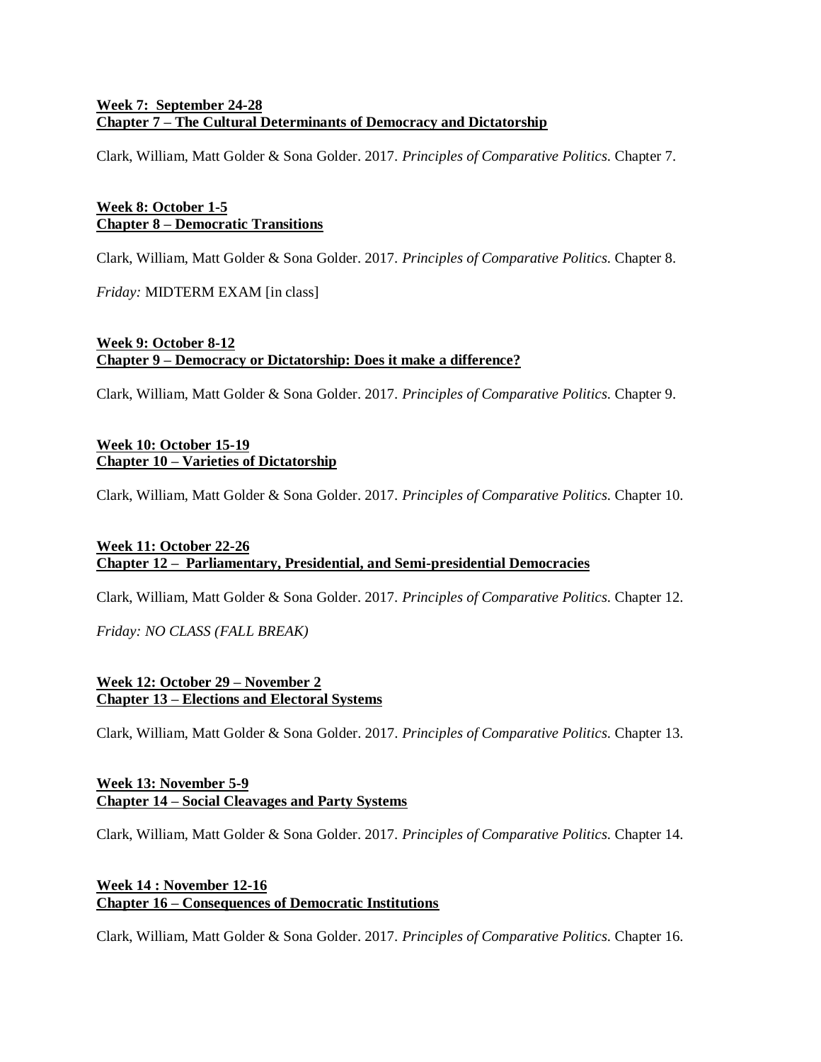**Week 7: September 24-28**
**Chapter 7 – The Cultural Determinants of Democracy and Dictatorship**

Clark, William, Matt Golder & Sona Golder. 2017. *Principles of Comparative Politics.* Chapter 7.

**Week 8: October 1-5**
**Chapter 8 – Democratic Transitions**

Clark, William, Matt Golder & Sona Golder. 2017. *Principles of Comparative Politics.* Chapter 8.

*Friday:* MIDTERM EXAM [in class]

**Week 9: October 8-12**
**Chapter 9 – Democracy or Dictatorship: Does it make a difference?**

Clark, William, Matt Golder & Sona Golder. 2017. *Principles of Comparative Politics.* Chapter 9.

**Week 10: October 15-19**
**Chapter 10 – Varieties of Dictatorship**

Clark, William, Matt Golder & Sona Golder. 2017. *Principles of Comparative Politics.* Chapter 10.

**Week 11: October 22-26**
**Chapter 12 – Parliamentary, Presidential, and Semi-presidential Democracies**

Clark, William, Matt Golder & Sona Golder. 2017. *Principles of Comparative Politics.* Chapter 12.

*Friday: NO CLASS (FALL BREAK)*

**Week 12: October 29 – November 2**
**Chapter 13 – Elections and Electoral Systems**

Clark, William, Matt Golder & Sona Golder. 2017. *Principles of Comparative Politics.* Chapter 13.

**Week 13: November 5-9**
**Chapter 14 – Social Cleavages and Party Systems**

Clark, William, Matt Golder & Sona Golder. 2017. *Principles of Comparative Politics.* Chapter 14.

**Week 14 : November 12-16**
**Chapter 16 – Consequences of Democratic Institutions**

Clark, William, Matt Golder & Sona Golder. 2017. *Principles of Comparative Politics.* Chapter 16.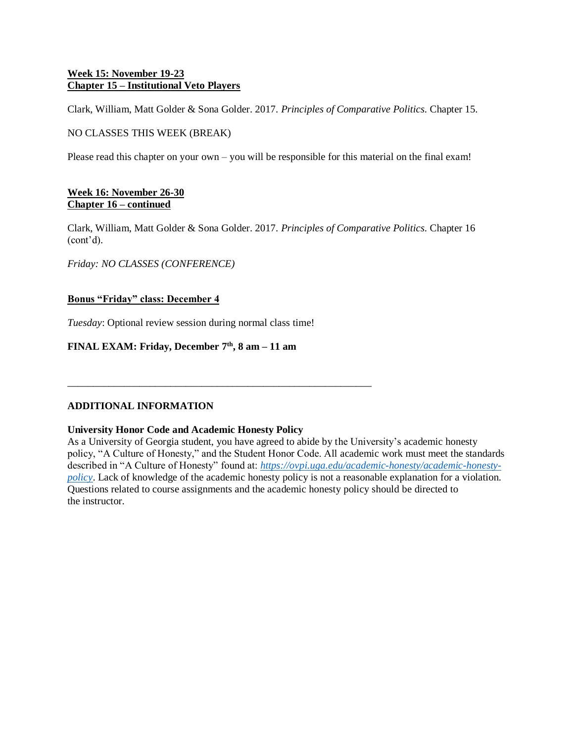**<u>Week 15: November 19-23</u>**
**<u>Chapter 15 – Institutional Veto Players</u>**

Clark, William, Matt Golder & Sona Golder. 2017. *Principles of Comparative Politics.* Chapter 15.

NO CLASSES THIS WEEK (BREAK)

Please read this chapter on your own – you will be responsible for this material on the final exam!

**<u>Week 16: November 26-30</u>**
**<u>Chapter 16 – continued</u>**

Clark, William, Matt Golder & Sona Golder. 2017. *Principles of Comparative Politics.* Chapter 16 (cont'd).

*Friday: NO CLASSES (CONFERENCE)*

**<u>Bonus "Friday" class: December 4</u>**

*Tuesday*: Optional review session during normal class time!

**FINAL EXAM: Friday, December 7th, 8 am – 11 am**

---

## ADDITIONAL INFORMATION

**University Honor Code and Academic Honesty Policy**

As a University of Georgia student, you have agreed to abide by the University's academic honesty policy, "A Culture of Honesty," and the Student Honor Code. All academic work must meet the standards described in "A Culture of Honesty" found at: *https://ovpi.uga.edu/academic-honesty/academic-honesty-policy*. Lack of knowledge of the academic honesty policy is not a reasonable explanation for a violation. Questions related to course assignments and the academic honesty policy should be directed to the instructor.